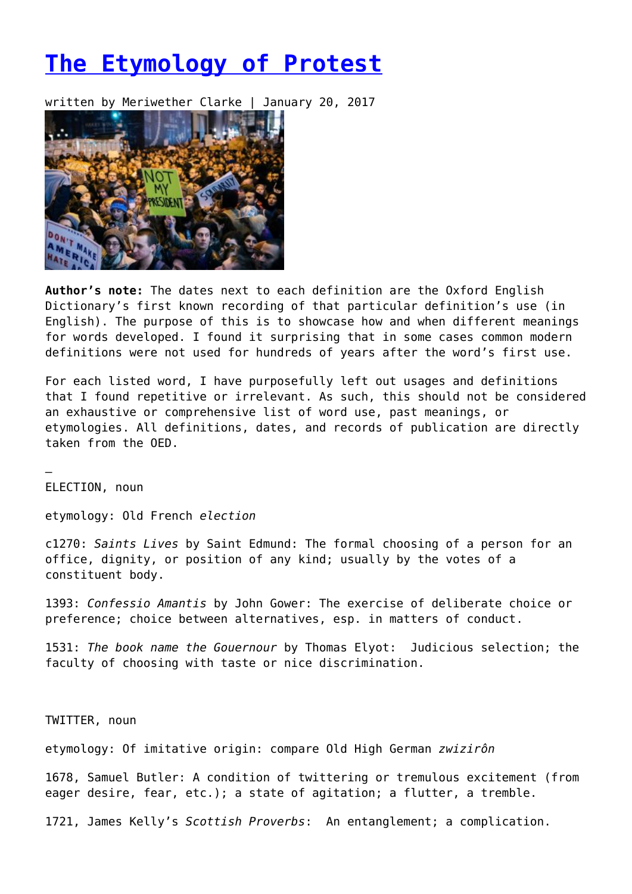# The Etymology of Protest

written by Meriwether Clarke | January 20, 2017

**Author's note:** The dates next to each definition are the Oxford English Dictionary's first known recording of that particular definition's use (in English). The purpose of this is to showcase how and when different meanings for words developed. I found it surprising that in some cases common modern definitions were not used for hundreds of years after the word's first use.

For each listed word, I have purposefully left out usages and definitions that I found repetitive or irrelevant. As such, this should not be considered an exhaustive or comprehensive list of word use, past meanings, or etymologies. All definitions, dates, and records of publication are directly taken from the OED.

—

ELECTION, noun

etymology: Old French *election*

c1270: *Saints Lives* by Saint Edmund: The formal choosing of a person for an office, dignity, or position of any kind; usually by the votes of a constituent body.

1393: *Confessio Amantis* by John Gower: The exercise of deliberate choice or preference; choice between alternatives, esp. in matters of conduct.

1531: *The book name the Gouernour* by Thomas Elyot: Judicious selection; the faculty of choosing with taste or nice discrimination.

TWITTER, noun

etymology: Of imitative origin: compare Old High German *zwizirôn*

1678, Samuel Butler: A condition of twittering or tremulous excitement (from eager desire, fear, etc.); a state of agitation; a flutter, a tremble.

1721, James Kelly's *Scottish Proverbs*: An entanglement; a complication.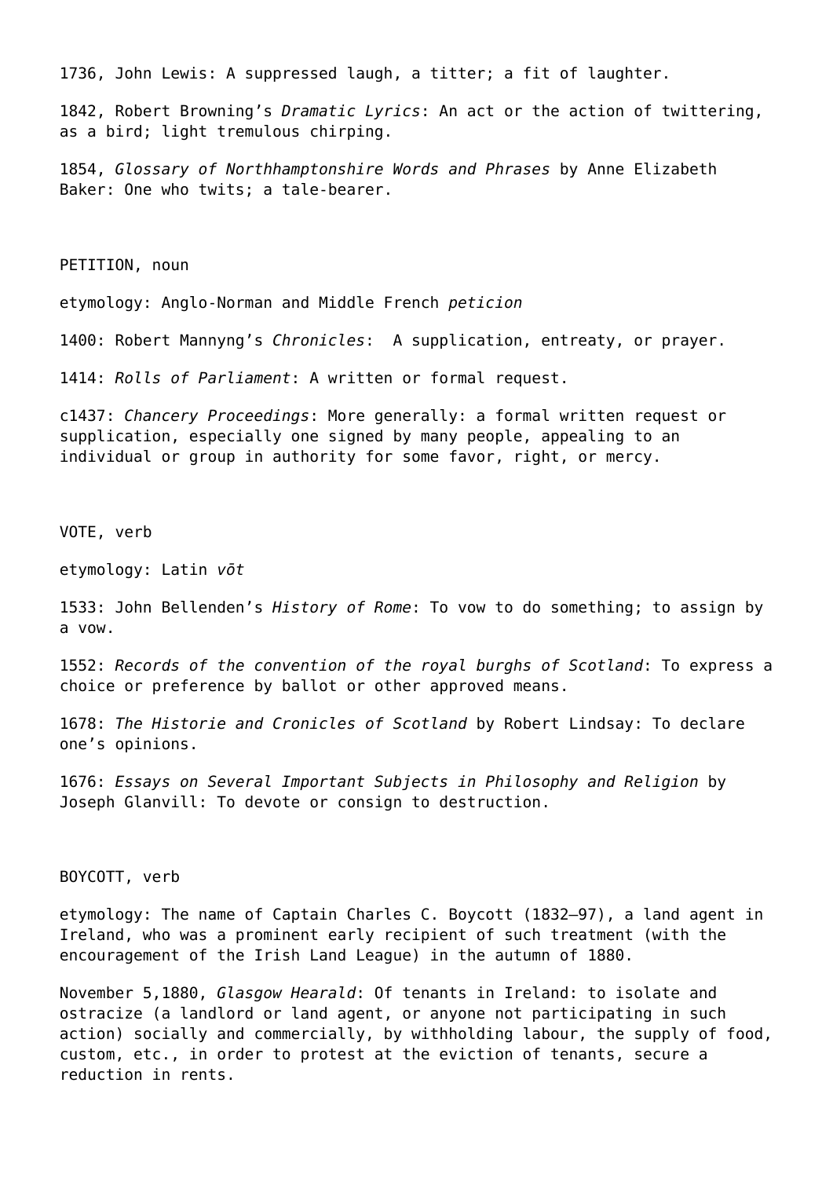1736, John Lewis: A suppressed laugh, a titter; a fit of laughter.

1842, Robert Browning's *Dramatic Lyrics*: An act or the action of twittering, as a bird; light tremulous chirping.

1854, *Glossary of Northhamptonshire Words and Phrases* by Anne Elizabeth Baker: One who twits; a tale-bearer.

PETITION, noun

etymology: Anglo-Norman and Middle French *peticion*

1400: Robert Mannyng's *Chronicles*:  A supplication, entreaty, or prayer.

1414: *Rolls of Parliament*: A written or formal request.

c1437: *Chancery Proceedings*: More generally: a formal written request or supplication, especially one signed by many people, appealing to an individual or group in authority for some favor, right, or mercy.

VOTE, verb

etymology: Latin *vōt*

1533: John Bellenden's *History of Rome*: To vow to do something; to assign by a vow.

1552: *Records of the convention of the royal burghs of Scotland*: To express a choice or preference by ballot or other approved means.

1678: *The Historie and Cronicles of Scotland* by Robert Lindsay: To declare one's opinions.

1676: *Essays on Several Important Subjects in Philosophy and Religion* by Joseph Glanvill: To devote or consign to destruction.

BOYCOTT, verb

etymology: The name of Captain Charles C. Boycott (1832–97), a land agent in Ireland, who was a prominent early recipient of such treatment (with the encouragement of the Irish Land League) in the autumn of 1880.

November 5,1880, *Glasgow Hearald*: Of tenants in Ireland: to isolate and ostracize (a landlord or land agent, or anyone not participating in such action) socially and commercially, by withholding labour, the supply of food, custom, etc., in order to protest at the eviction of tenants, secure a reduction in rents.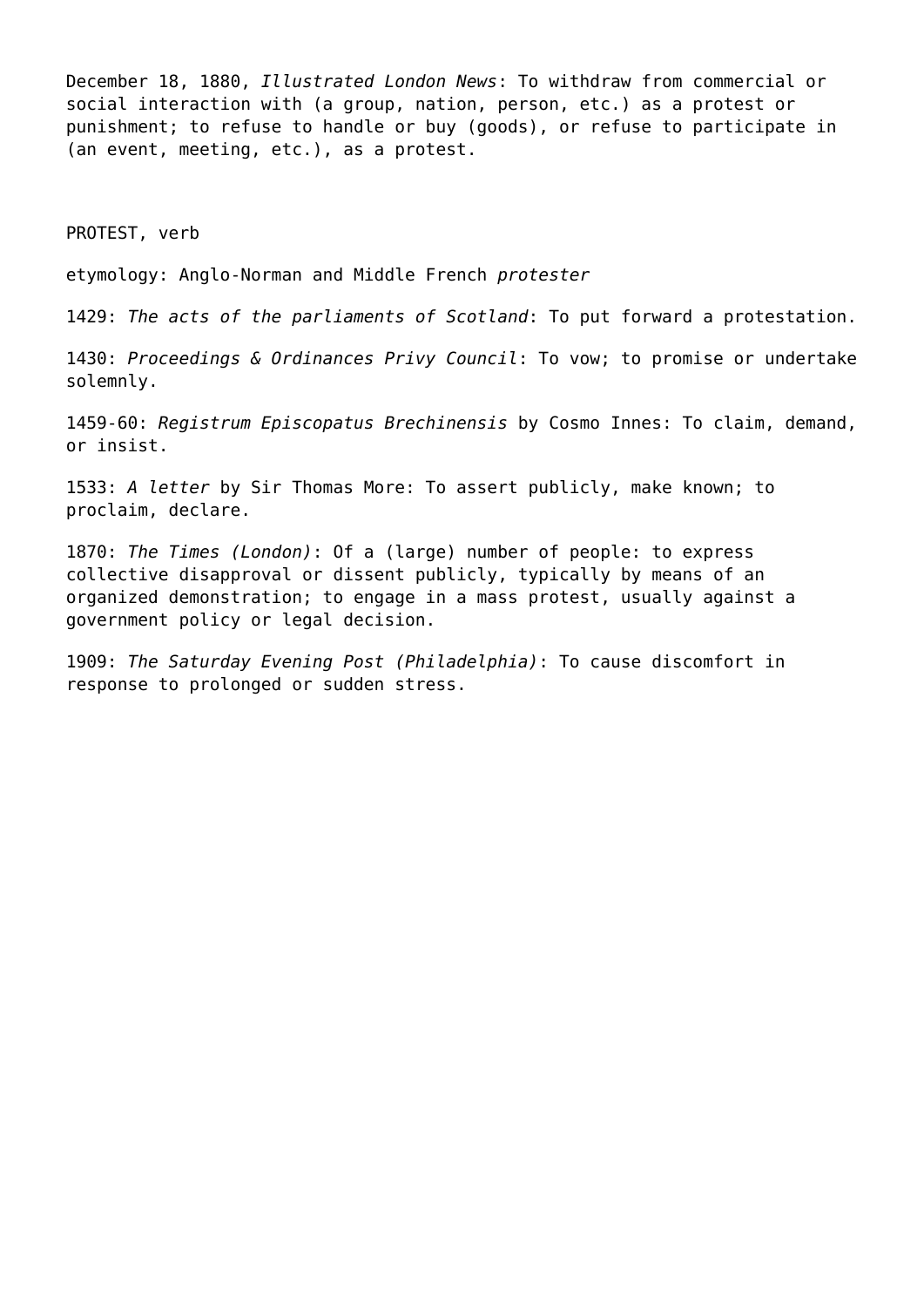December 18, 1880, *Illustrated London News*: To withdraw from commercial or social interaction with (a group, nation, person, etc.) as a protest or punishment; to refuse to handle or buy (goods), or refuse to participate in (an event, meeting, etc.), as a protest.

PROTEST, verb

etymology: Anglo-Norman and Middle French *protester*

1429: *The acts of the parliaments of Scotland*: To put forward a protestation.

1430: *Proceedings & Ordinances Privy Council*: To vow; to promise or undertake solemnly.

1459-60: *Registrum Episcopatus Brechinensis* by Cosmo Innes: To claim, demand, or insist.

1533: *A letter* by Sir Thomas More: To assert publicly, make known; to proclaim, declare.

1870: *The Times (London)*: Of a (large) number of people: to express collective disapproval or dissent publicly, typically by means of an organized demonstration; to engage in a mass protest, usually against a government policy or legal decision.

1909: *The Saturday Evening Post (Philadelphia)*: To cause discomfort in response to prolonged or sudden stress.